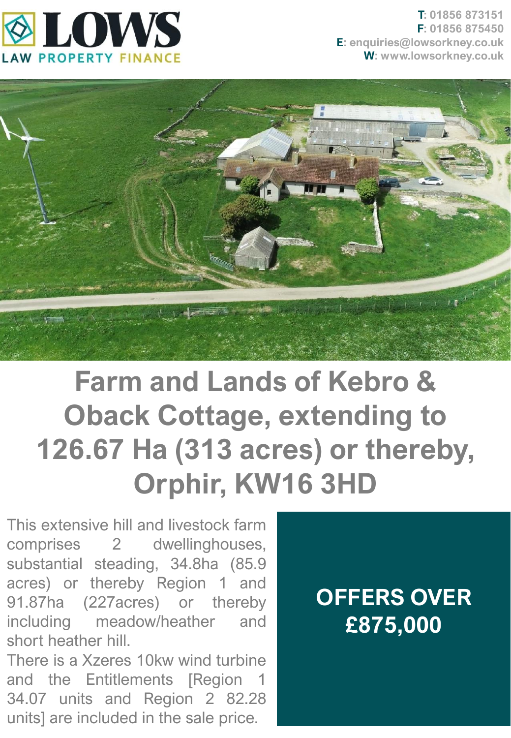**LOWS**
LAW PROPERTY FINANCE

**T**: 01856 873151
**F**: 01856 875450
**E**: enquiries@lowsorkney.co.uk
**W**: www.lowsorkney.co.uk

# Farm and Lands of Kebro & Oback Cottage, extending to 126.67 Ha (313 acres) or thereby, Orphir, KW16 3HD

This extensive hill and livestock farm comprises 2 dwellinghouses, substantial steading, 34.8ha (85.9 acres) or thereby Region 1 and 91.87ha (227acres) or thereby including meadow/heather and short heather hill.

There is a Xzeres 10kw wind turbine and the Entitlements [Region 1 34.07 units and Region 2 82.28 units] are included in the sale price.

**OFFERS OVER £875,000**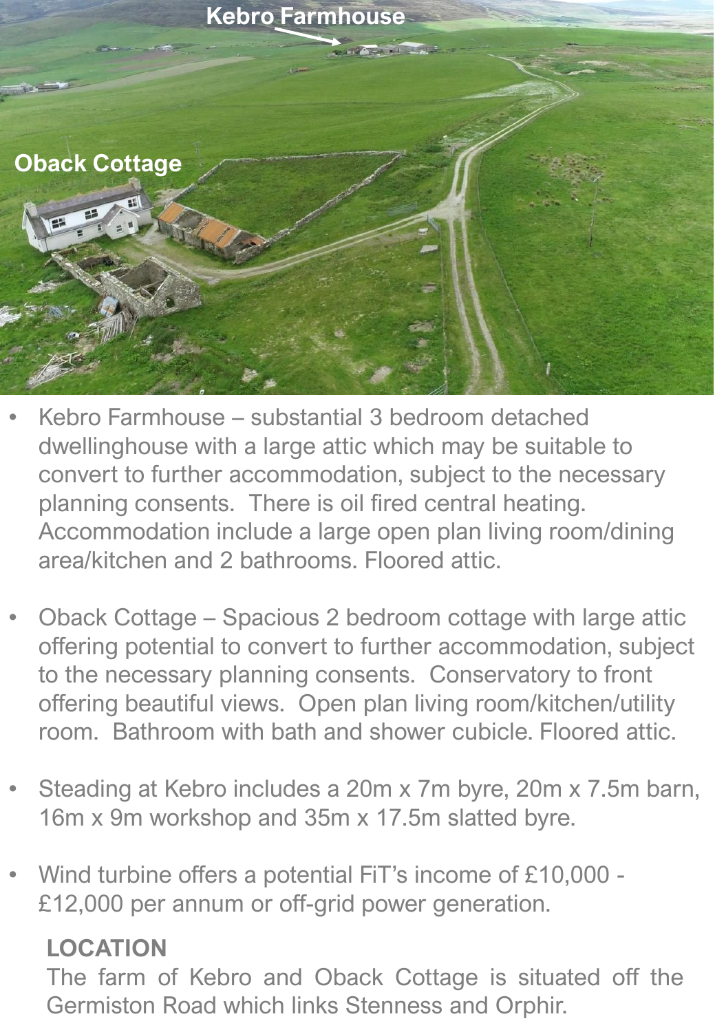- Kebro Farmhouse – substantial 3 bedroom detached dwellinghouse with a large attic which may be suitable to convert to further accommodation, subject to the necessary planning consents. There is oil fired central heating. Accommodation include a large open plan living room/dining area/kitchen and 2 bathrooms. Floored attic.

- Oback Cottage – Spacious 2 bedroom cottage with large attic offering potential to convert to further accommodation, subject to the necessary planning consents. Conservatory to front offering beautiful views. Open plan living room/kitchen/utility room. Bathroom with bath and shower cubicle. Floored attic.

- Steading at Kebro includes a 20m x 7m byre, 20m x 7.5m barn, 16m x 9m workshop and 35m x 17.5m slatted byre.

- Wind turbine offers a potential FiT's income of £10,000 - £12,000 per annum or off-grid power generation.

## LOCATION

The farm of Kebro and Oback Cottage is situated off the Germiston Road which links Stenness and Orphir.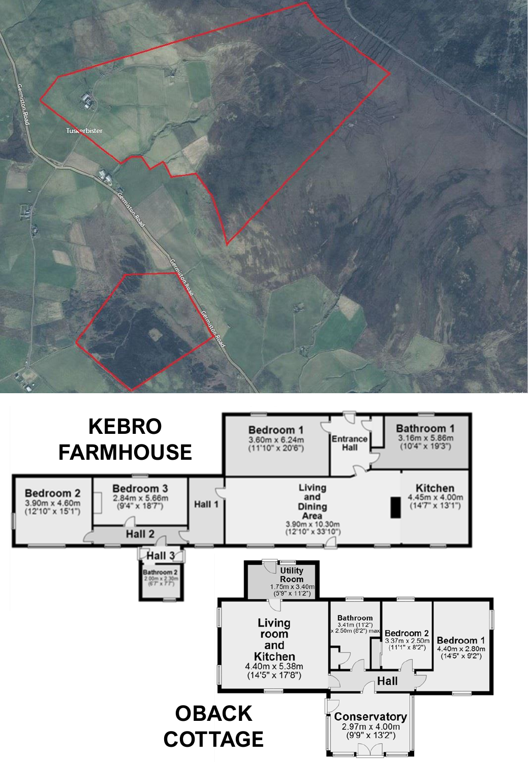Germiston Road

Tuskerbister

Germiston Road

Germiston Road

Germiston Road

## KEBRO FARMHOUSE

Bedroom 1
3.60m x 6.24m
(11'10" x 20'6")

Entrance Hall

Bathroom 1
3.16m x 5.86m
(10'4" x 19'3")

Bedroom 2
3.90m x 4.60m
(12'10" x 15'1")

Bedroom 3
2.84m x 5.66m
(9'4" x 18'7")

Hall 1

Living and Dining Area
3.90m x 10.30m
(12'10" x 33'10")

Kitchen
4.45m x 4.00m
(14'7" x 13'1")

Hall 2

Hall 3

Bathroom 2
2.00m x 2.30m
(6'7" x 7'7")

## OBACK COTTAGE

Utility Room
1.75m x 3.40m
(5'9" x 11'2")

Living room and Kitchen
4.40m x 5.38m
(14'5" x 17'8")

Bathroom
3.41m (11'2")
x 2.50m (8'2") max

Bedroom 2
3.37m x 2.50m
(11'1" x 8'2")

Bedroom 1
4.40m x 2.80m
(14'5" x 9'2")

Hall

Conservatory
2.97m x 4.00m
(9'9" x 13'2")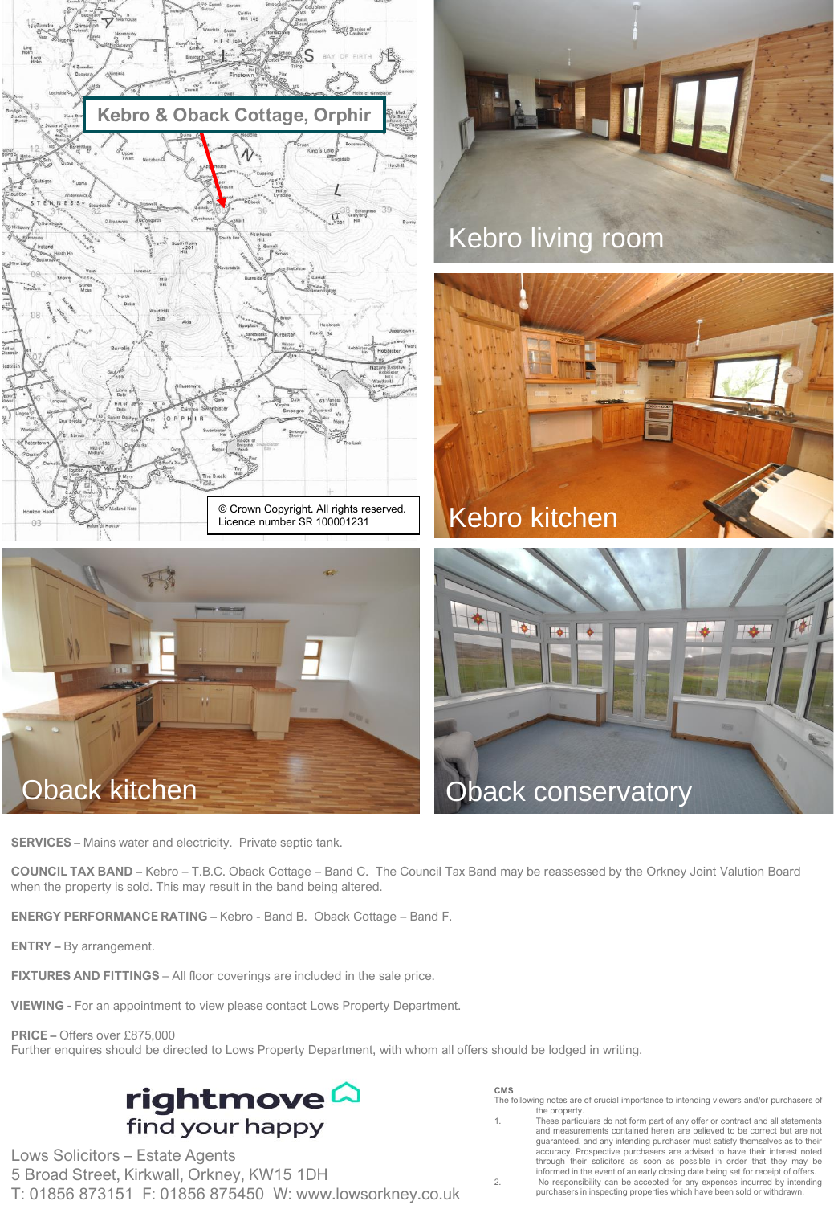Kebro & Obak Cottage, Orphir

© Crown Copyright. All rights reserved.
Licence number SR 100001231

Kebro living room

Kebro kitchen

Oback kitchen

Oback conservatory

**SERVICES –** Mains water and electricity. Private septic tank.

**COUNCIL TAX BAND –** Kebro – T.B.C. Oback Cottage – Band C. The Council Tax Band may be reassessed by the Orkney Joint Valution Board when the property is sold. This may result in the band being altered.

**ENERGY PERFORMANCE RATING –** Kebro - Band B. Oback Cottage – Band F.

**ENTRY –** By arrangement.

**FIXTURES AND FITTINGS** – All floor coverings are included in the sale price.

**VIEWING -** For an appointment to view please contact Lows Property Department.

**PRICE –** Offers over £875,000
Further enquires should be directed to Lows Property Department, with whom all offers should be lodged in writing.

rightmove
find your happy

Lows Solicitors – Estate Agents
5 Broad Street, Kirkwall, Orkney, KW15 1DH
T: 01856 873151 F: 01856 875450 W: www.lowsorkney.co.uk

CMS
The following notes are of crucial importance to intending viewers and/or purchasers of the property.

1. These particulars do not form part of any offer or contract and all statements and measurements contained herein are believed to be correct but are not guaranteed, and any intending purchaser must satisfy themselves as to their accuracy. Prospective purchasers are advised to have their interest noted through their solicitors as soon as possible in order that they may be informed in the event of an early closing date being set for receipt of offers.
2. No responsibility can be accepted for any expenses incurred by intending purchasers in inspecting properties which have been sold or withdrawn.